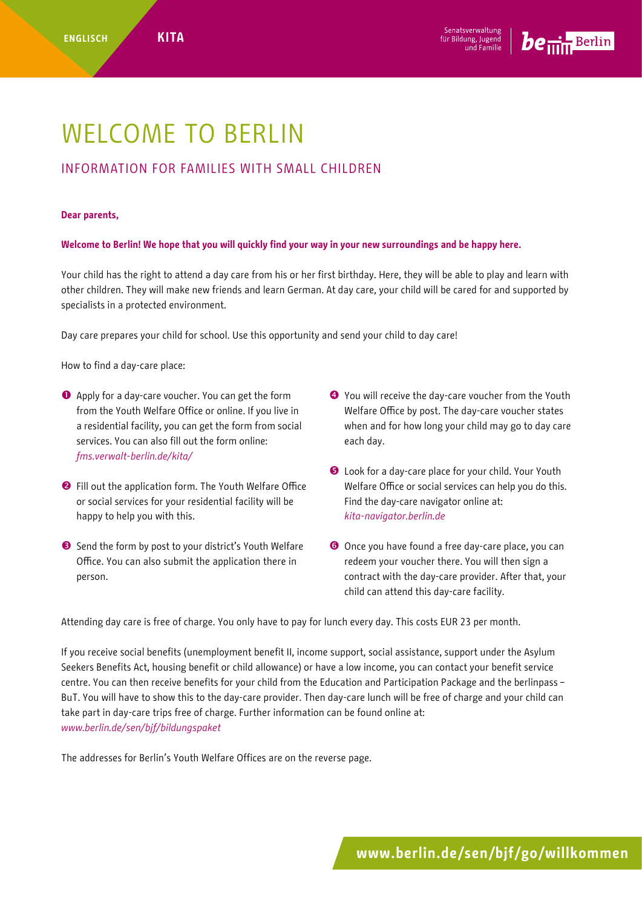ENGLISCH KITA

# WELCOME TO BERLIN

## INFORMATION FOR FAMILIES WITH SMALL CHILDREN

**Dear parents,**

**Welcome to Berlin! We hope that you will quickly find your way in your new surroundings and be happy here.**

Your child has the right to attend a day care from his or her first birthday. Here, they will be able to play and learn with other children. They will make new friends and learn German. At day care, your child will be cared for and supported by specialists in a protected environment.

Day care prepares your child for school. Use this opportunity and send your child to day care!

How to find a day-care place:

1. Apply for a day-care voucher. You can get the form from the Youth Welfare Office or online. If you live in a residential facility, you can get the form from social services. You can also fill out the form online: *fms.verwalt-berlin.de/kita/*
2. Fill out the application form. The Youth Welfare Office or social services for your residential facility will be happy to help you with this.
3. Send the form by post to your district's Youth Welfare Office. You can also submit the application there in person.
4. You will receive the day-care voucher from the Youth Welfare Office by post. The day-care voucher states when and for how long your child may go to day care each day.
5. Look for a day-care place for your child. Your Youth Welfare Office or social services can help you do this. Find the day-care navigator online at: *kita-navigator.berlin.de*
6. Once you have found a free day-care place, you can redeem your voucher there. You will then sign a contract with the day-care provider. After that, your child can attend this day-care facility.

Attending day care is free of charge. You only have to pay for lunch every day. This costs EUR 23 per month.

If you receive social benefits (unemployment benefit II, income support, social assistance, support under the Asylum Seekers Benefits Act, housing benefit or child allowance) or have a low income, you can contact your benefit service centre. You can then receive benefits for your child from the Education and Participation Package and the berlinpass – BuT. You will have to show this to the day-care provider. Then day-care lunch will be free of charge and your child can take part in day-care trips free of charge. Further information can be found online at: *www.berlin.de/sen/bjf/bildungspaket*

The addresses for Berlin's Youth Welfare Offices are on the reverse page.

**www.berlin.de/sen/bjf/go/willkommen**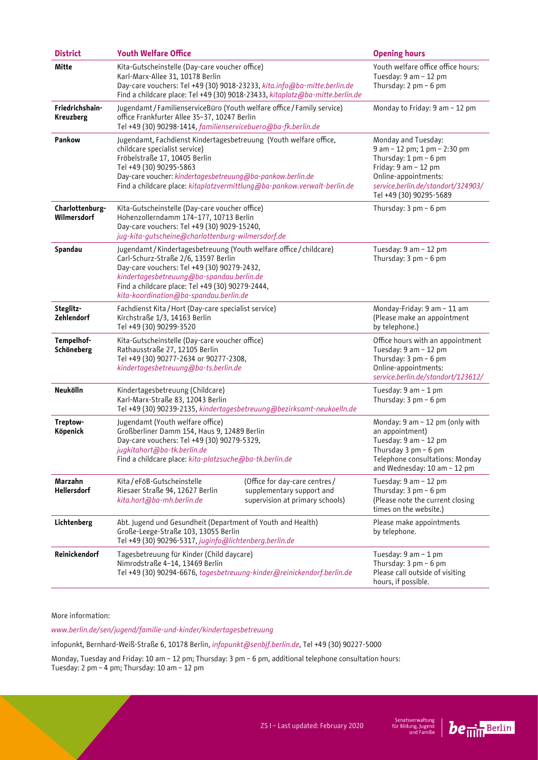| District | Youth Welfare Office | Opening hours |
|---|---|---|
| **Mitte** | Kita-Gutscheinstelle (Day-care voucher office)<br>Karl-Marx-Allee 31, 10178 Berlin<br>Day-care vouchers: Tel +49 (30) 9018-23233, *kita.info@ba-mitte.berlin.de*<br>Find a childcare place: Tel +49 (30) 9018-23433, *kitaplatz@ba-mitte.berlin.de* | Youth welfare office office hours:<br>Tuesday: 9 am – 12 pm<br>Thursday: 2 pm – 6 pm |
| **Friedrichshain-Kreuzberg** | Jugendamt / FamilienserviceBüro (Youth welfare office / Family service)<br>office Frankfurter Allee 35–37, 10247 Berlin<br>Tel +49 (30) 90298-1414, *familienservicebuero@ba-fk.berlin.de* | Monday to Friday: 9 am – 12 pm |
| **Pankow** | Jugendamt, Fachdienst Kindertagesbetreuung (Youth welfare office, childcare specialist service)<br>Fröbelstraße 17, 10405 Berlin<br>Tel +49 (30) 90295-5863<br>Day-care voucher: *kindertagesbetreuung@ba-pankow.berlin.de*<br>Find a childcare place: *kitaplatzvermittlung@ba-pankow.verwalt-berlin.de* | Monday and Tuesday:<br>9 am – 12 pm; 1 pm – 2:30 pm<br>Thursday: 1 pm – 6 pm<br>Friday: 9 am – 12 pm<br>Online-appointments:<br>*service.berlin.de/standort/324903/*<br>Tel +49 (30) 90295-5689 |
| **Charlottenburg-Wilmersdorf** | Kita-Gutscheinstelle (Day-care voucher office)<br>Hohenzollerndamm 174–177, 10713 Berlin<br>Day-care vouchers: Tel +49 (30) 9029-15240,<br>*jug-kita-gutscheine@charlottenburg-wilmersdorf.de* | Thursday: 3 pm – 6 pm |
| **Spandau** | Jugendamt / Kindertagesbetreuung (Youth welfare office / childcare)<br>Carl-Schurz-Straße 2/6, 13597 Berlin<br>Day-care vouchers: Tel +49 (30) 90279-2432,<br>*kindertagesbetreuung@ba-spandau.berlin.de*<br>Find a childcare place: Tel +49 (30) 90279-2444,<br>*kita-koordination@ba-spandau.berlin.de* | Tuesday: 9 am – 12 pm<br>Thursday: 3 pm – 6 pm |
| **Steglitz-Zehlendorf** | Fachdienst Kita / Hort (Day-care specialist service)<br>Kirchstraße 1/3, 14163 Berlin<br>Tel +49 (30) 90299-3520 | Monday-Friday: 9 am – 11 am<br>(Please make an appointment by telephone.) |
| **Tempelhof-Schöneberg** | Kita-Gutscheinstelle (Day-care voucher office)<br>Rathausstraße 27, 12105 Berlin<br>Tel +49 (30) 90277-2634 or 90277-2308,<br>*kindertagesbetreuung@ba-ts.berlin.de* | Office hours with an appointment<br>Tuesday: 9 am – 12 pm<br>Thursday: 3 pm – 6 pm<br>Online-appointments:<br>*service.berlin.de/standort/123612/* |
| **Neukölln** | Kindertagesbetreuung (Childcare)<br>Karl-Marx-Straße 83, 12043 Berlin<br>Tel +49 (30) 90239-2135, *kindertagesbetreuung@bezirksamt-neukoelln.de* | Tuesday: 9 am – 1 pm<br>Thursday: 3 pm – 6 pm |
| **Treptow-Köpenick** | Jugendamt (Youth welfare office)<br>Großberliner Damm 154, Haus 9, 12489 Berlin<br>Day-care vouchers: Tel +49 (30) 90279-5329,<br>*jugkitahort@ba-tk.berlin.de*<br>Find a childcare place: *kita-platzsuche@ba-tk.berlin.de* | Monday: 9 am – 12 pm (only with an appointment)<br>Tuesday: 9 am – 12 pm<br>Thursday 3 pm – 6 pm<br>Telephone consultations: Monday and Wednesday: 10 am – 12 pm |
| **Marzahn Hellersdorf** | Kita / eFöB-Gutscheinstelle (Office for day-care centres / supplementary support and supervision at primary schools)<br>Riesaer Straße 94, 12627 Berlin<br>*kita.hort@ba-mh.berlin.de* | Tuesday: 9 am – 12 pm<br>Thursday: 3 pm – 6 pm<br>(Please note the current closing times on the website.) |
| **Lichtenberg** | Abt. Jugend und Gesundheit (Department of Youth and Health)<br>Große-Leege-Straße 103, 13055 Berlin<br>Tel +49 (30) 90296-5317, *juginfo@lichtenberg.berlin.de* | Please make appointments by telephone. |
| **Reinickendorf** | Tagesbetreuung für Kinder (Child daycare)<br>Nimrodstraße 4–14, 13469 Berlin<br>Tel +49 (30) 90294-6676, *tagesbetreuung-kinder@reinickendorf.berlin.de* | Tuesday: 9 am – 1 pm<br>Thursday: 3 pm – 6 pm<br>Please call outside of visiting hours, if possible. |

More information:

*www.berlin.de/sen/jugend/familie-und-kinder/kindertagesbetreuung*

infopunkt, Bernhard-Weiß-Straße 6, 10178 Berlin, *infopunkt@senbjf.berlin.de*, Tel +49 (30) 90227-5000

Monday, Tuesday and Friday: 10 am – 12 pm; Thursday: 3 pm – 6 pm, additional telephone consultation hours:
Tuesday: 2 pm – 4 pm; Thursday: 10 am – 12 pm

ZS I – Last updated: February 2020

Senatsverwaltung für Bildung, Jugend und Familie